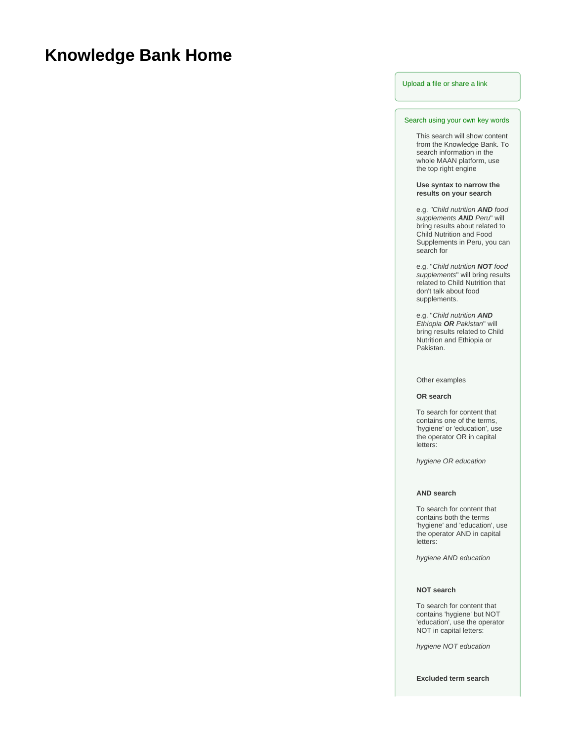# Knowledge Bank Home

Upload a file or share a link

Search using your own key words

This search will show content from the Knowledge Bank. To search information in the whole MAAN platform, use the top right engine

**Use syntax to narrow the results on your search**

e.g. "*Child nutrition **AND** food supplements **AND** Peru*" will bring results about related to Child Nutrition and Food Supplements in Peru, you can search for

e.g. "*Child nutrition **NOT** food supplements*" will bring results related to Child Nutrition that don't talk about food supplements.

e.g. "*Child nutrition **AND** Ethiopia **OR** Pakistan*" will bring results related to Child Nutrition and Ethiopia or Pakistan.

Other examples

**OR search**

To search for content that contains one of the terms, 'hygiene' or 'education', use the operator OR in capital letters:

*hygiene OR education*

**AND search**

To search for content that contains both the terms 'hygiene' and 'education', use the operator AND in capital letters:

*hygiene AND education*

**NOT search**

To search for content that contains 'hygiene' but NOT 'education', use the operator NOT in capital letters:

*hygiene NOT education*

**Excluded term search**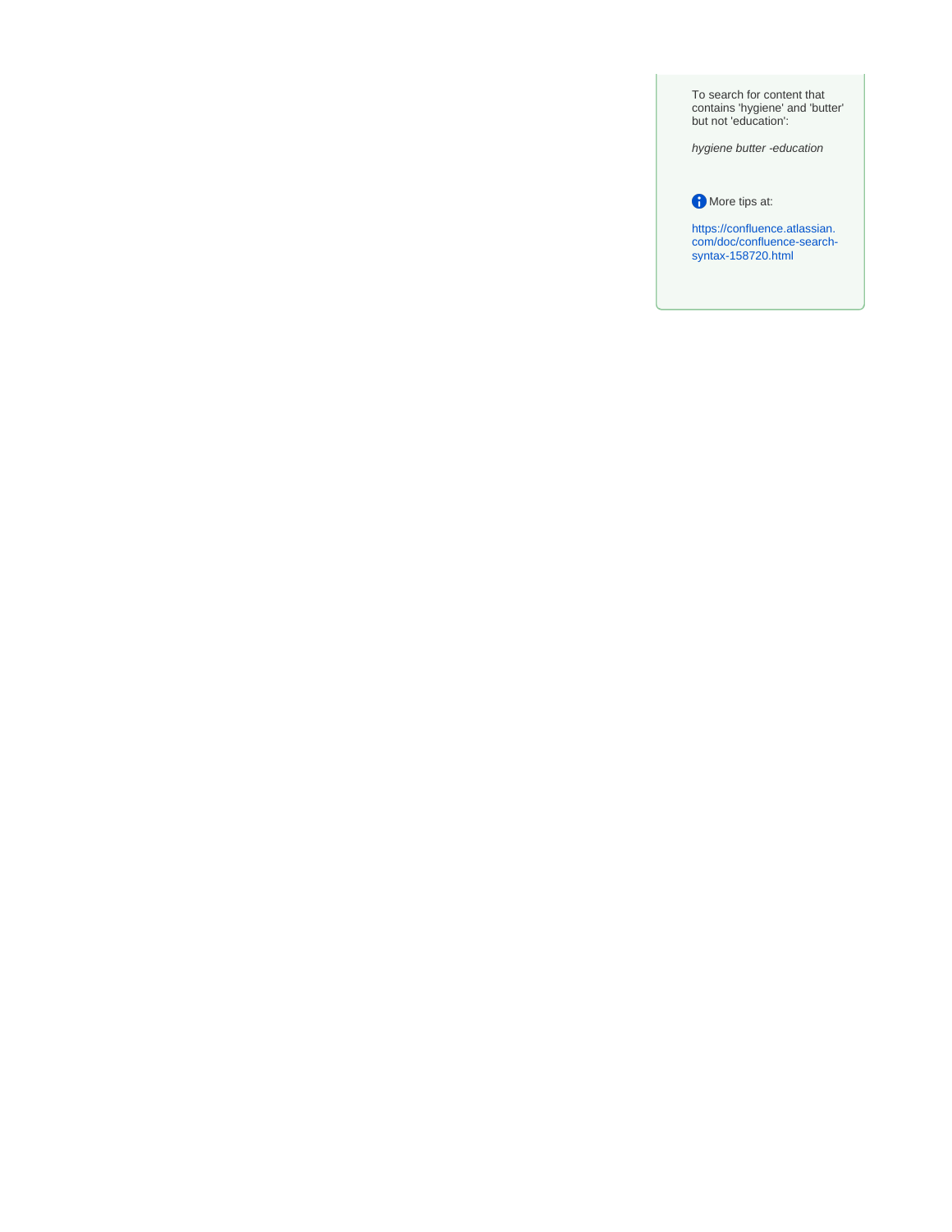To search for content that contains 'hygiene' and 'butter' but not 'education':

*hygiene butter -education*

More tips at:

https://confluence.atlassian.com/doc/confluence-search-syntax-158720.html